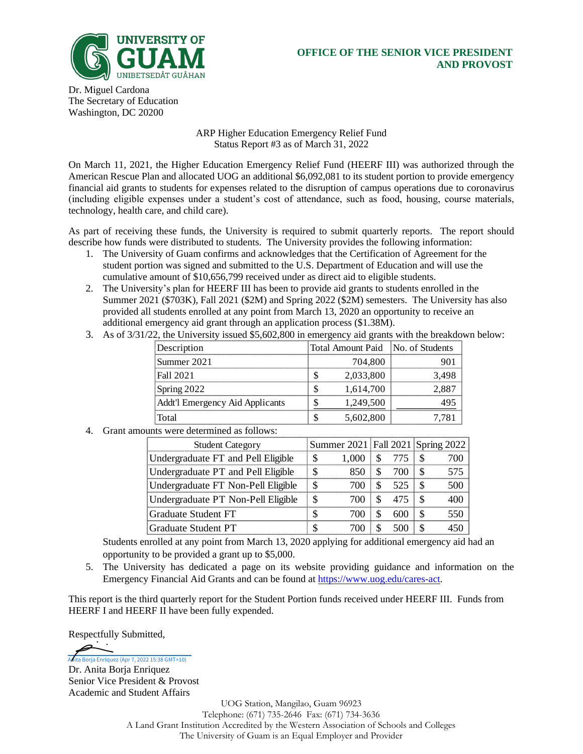UNIVERSITY OF GUAM
UNIBETSEDÅT GUÅHAN

**OFFICE OF THE SENIOR VICE PRESIDENT AND PROVOST**

Dr. Miguel Cardona
The Secretary of Education
Washington, DC 20200

ARP Higher Education Emergency Relief Fund
Status Report #3 as of March 31, 2022

On March 11, 2021, the Higher Education Emergency Relief Fund (HEERF III) was authorized through the American Rescue Plan and allocated UOG an additional $6,092,081 to its student portion to provide emergency financial aid grants to students for expenses related to the disruption of campus operations due to coronavirus (including eligible expenses under a student's cost of attendance, such as food, housing, course materials, technology, health care, and child care).

As part of receiving these funds, the University is required to submit quarterly reports. The report should describe how funds were distributed to students. The University provides the following information:

1. The University of Guam confirms and acknowledges that the Certification of Agreement for the student portion was signed and submitted to the U.S. Department of Education and will use the cumulative amount of $10,656,799 received under as direct aid to eligible students.
2. The University's plan for HEERF III has been to provide aid grants to students enrolled in the Summer 2021 ($703K), Fall 2021 ($2M) and Spring 2022 ($2M) semesters. The University has also provided all students enrolled at any point from March 13, 2020 an opportunity to receive an additional emergency aid grant through an application process ($1.38M).
3. As of 3/31/22, the University issued $5,602,800 in emergency aid grants with the breakdown below:

| Description | Total Amount Paid | No. of Students |
|---|---|---|
| Summer 2021 | 704,800 | 901 |
| Fall 2021 | $ 2,033,800 | 3,498 |
| Spring 2022 | $ 1,614,700 | 2,887 |
| Addt'l Emergency Aid Applicants | $ 1,249,500 | 495 |
| Total | $ 5,602,800 | 7,781 |

4. Grant amounts were determined as follows:

| Student Category | Summer 2021 | Fall 2021 | Spring 2022 |
|---|---|---|---|
| Undergraduate FT and Pell Eligible | $ 1,000 | $ 775 | $ 700 |
| Undergraduate PT and Pell Eligible | $ 850 | $ 700 | $ 575 |
| Undergraduate FT Non-Pell Eligible | $ 700 | $ 525 | $ 500 |
| Undergraduate PT Non-Pell Eligible | $ 700 | $ 475 | $ 400 |
| Graduate Student FT | $ 700 | $ 600 | $ 550 |
| Graduate Student PT | $ 700 | $ 500 | $ 450 |

   Students enrolled at any point from March 13, 2020 applying for additional emergency aid had an opportunity to be provided a grant up to $5,000.

5. The University has dedicated a page on its website providing guidance and information on the Emergency Financial Aid Grants and can be found at https://www.uog.edu/cares-act.

This report is the third quarterly report for the Student Portion funds received under HEERF III. Funds from HEERF I and HEERF II have been fully expended.

Respectfully Submitted,

Anita Borja Enriquez (Apr 7, 2022 15:38 GMT+10)

Dr. Anita Borja Enriquez
Senior Vice President & Provost
Academic and Student Affairs

UOG Station, Mangilao, Guam 96923
Telephone: (671) 735-2646 Fax: (671) 734-3636
A Land Grant Institution Accredited by the Western Association of Schools and Colleges
The University of Guam is an Equal Employer and Provider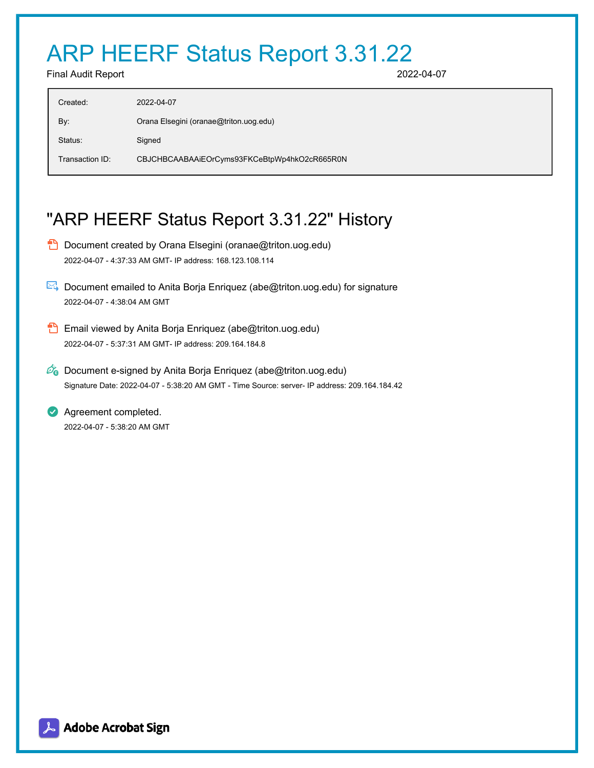# ARP HEERF Status Report 3.31.22

Final Audit Report 2022-04-07

| | |
|---|---|
| Created: | 2022-04-07 |
| By: | Orana Elsegini (oranae@triton.uog.edu) |
| Status: | Signed |
| Transaction ID: | CBJCHBCAABAAiEOrCyms93FKCeBtpWp4hkO2cR665R0N |

## "ARP HEERF Status Report 3.31.22" History

- Document created by Orana Elsegini (oranae@triton.uog.edu)
  2022-04-07 - 4:37:33 AM GMT- IP address: 168.123.108.114

- Document emailed to Anita Borja Enriquez (abe@triton.uog.edu) for signature
  2022-04-07 - 4:38:04 AM GMT

- Email viewed by Anita Borja Enriquez (abe@triton.uog.edu)
  2022-04-07 - 5:37:31 AM GMT- IP address: 209.164.184.8

- Document e-signed by Anita Borja Enriquez (abe@triton.uog.edu)
  Signature Date: 2022-04-07 - 5:38:20 AM GMT - Time Source: server- IP address: 209.164.184.42

- Agreement completed.
  2022-04-07 - 5:38:20 AM GMT

Adobe Acrobat Sign